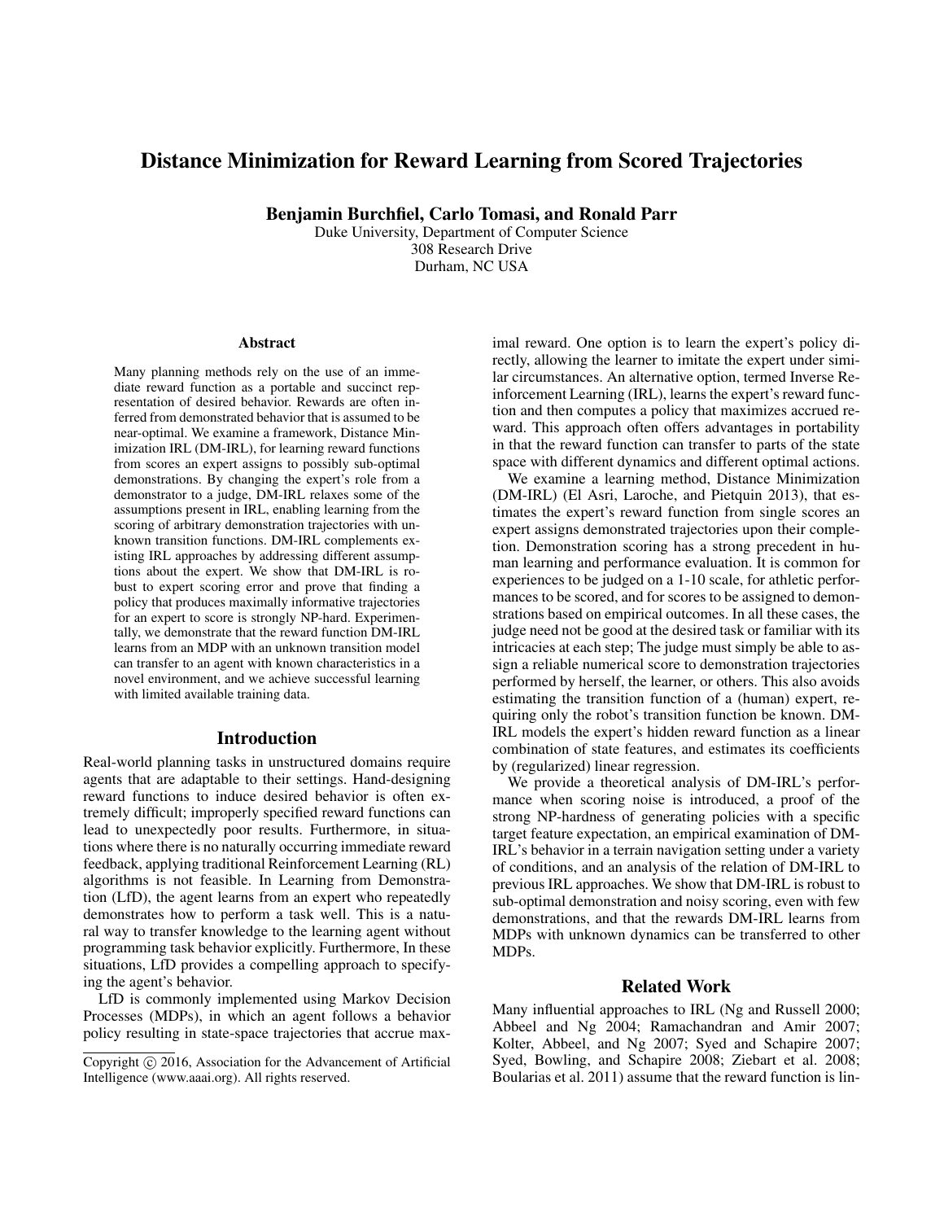# Distance Minimization for Reward Learning from Scored Trajectories

**Benjamin Burchfiel, Carlo Tomasi, and Ronald Parr**

Duke University, Department of Computer Science
308 Research Drive
Durham, NC USA

## Abstract

Many planning methods rely on the use of an immediate reward function as a portable and succinct representation of desired behavior. Rewards are often inferred from demonstrated behavior that is assumed to be near-optimal. We examine a framework, Distance Minimization IRL (DM-IRL), for learning reward functions from scores an expert assigns to possibly sub-optimal demonstrations. By changing the expert's role from a demonstrator to a judge, DM-IRL relaxes some of the assumptions present in IRL, enabling learning from the scoring of arbitrary demonstration trajectories with unknown transition functions. DM-IRL complements existing IRL approaches by addressing different assumptions about the expert. We show that DM-IRL is robust to expert scoring error and prove that finding a policy that produces maximally informative trajectories for an expert to score is strongly NP-hard. Experimentally, we demonstrate that the reward function DM-IRL learns from an MDP with an unknown transition model can transfer to an agent with known characteristics in a novel environment, and we achieve successful learning with limited available training data.

## Introduction

Real-world planning tasks in unstructured domains require agents that are adaptable to their settings. Hand-designing reward functions to induce desired behavior is often extremely difficult; improperly specified reward functions can lead to unexpectedly poor results. Furthermore, in situations where there is no naturally occurring immediate reward feedback, applying traditional Reinforcement Learning (RL) algorithms is not feasible. In Learning from Demonstration (LfD), the agent learns from an expert who repeatedly demonstrates how to perform a task well. This is a natural way to transfer knowledge to the learning agent without programming task behavior explicitly. Furthermore, In these situations, LfD provides a compelling approach to specifying the agent's behavior.

LfD is commonly implemented using Markov Decision Processes (MDPs), in which an agent follows a behavior policy resulting in state-space trajectories that accrue maximal reward. One option is to learn the expert's policy directly, allowing the learner to imitate the expert under similar circumstances. An alternative option, termed Inverse Reinforcement Learning (IRL), learns the expert's reward function and then computes a policy that maximizes accrued reward. This approach often offers advantages in portability in that the reward function can transfer to parts of the state space with different dynamics and different optimal actions.

We examine a learning method, Distance Minimization (DM-IRL) (El Asri, Laroche, and Pietquin 2013), that estimates the expert's reward function from single scores an expert assigns demonstrated trajectories upon their completion. Demonstration scoring has a strong precedent in human learning and performance evaluation. It is common for experiences to be judged on a 1-10 scale, for athletic performances to be scored, and for scores to be assigned to demonstrations based on empirical outcomes. In all these cases, the judge need not be good at the desired task or familiar with its intricacies at each step; The judge must simply be able to assign a reliable numerical score to demonstration trajectories performed by herself, the learner, or others. This also avoids estimating the transition function of a (human) expert, requiring only the robot's transition function be known. DM-IRL models the expert's hidden reward function as a linear combination of state features, and estimates its coefficients by (regularized) linear regression.

We provide a theoretical analysis of DM-IRL's performance when scoring noise is introduced, a proof of the strong NP-hardness of generating policies with a specific target feature expectation, an empirical examination of DM-IRL's behavior in a terrain navigation setting under a variety of conditions, and an analysis of the relation of DM-IRL to previous IRL approaches. We show that DM-IRL is robust to sub-optimal demonstration and noisy scoring, even with few demonstrations, and that the rewards DM-IRL learns from MDPs with unknown dynamics can be transferred to other MDPs.

## Related Work

Many influential approaches to IRL (Ng and Russell 2000; Abbeel and Ng 2004; Ramachandran and Amir 2007; Kolter, Abbeel, and Ng 2007; Syed and Schapire 2007; Syed, Bowling, and Schapire 2008; Ziebart et al. 2008; Boularias et al. 2011) assume that the reward function is lin-

Copyright © 2016, Association for the Advancement of Artificial Intelligence (www.aaai.org). All rights reserved.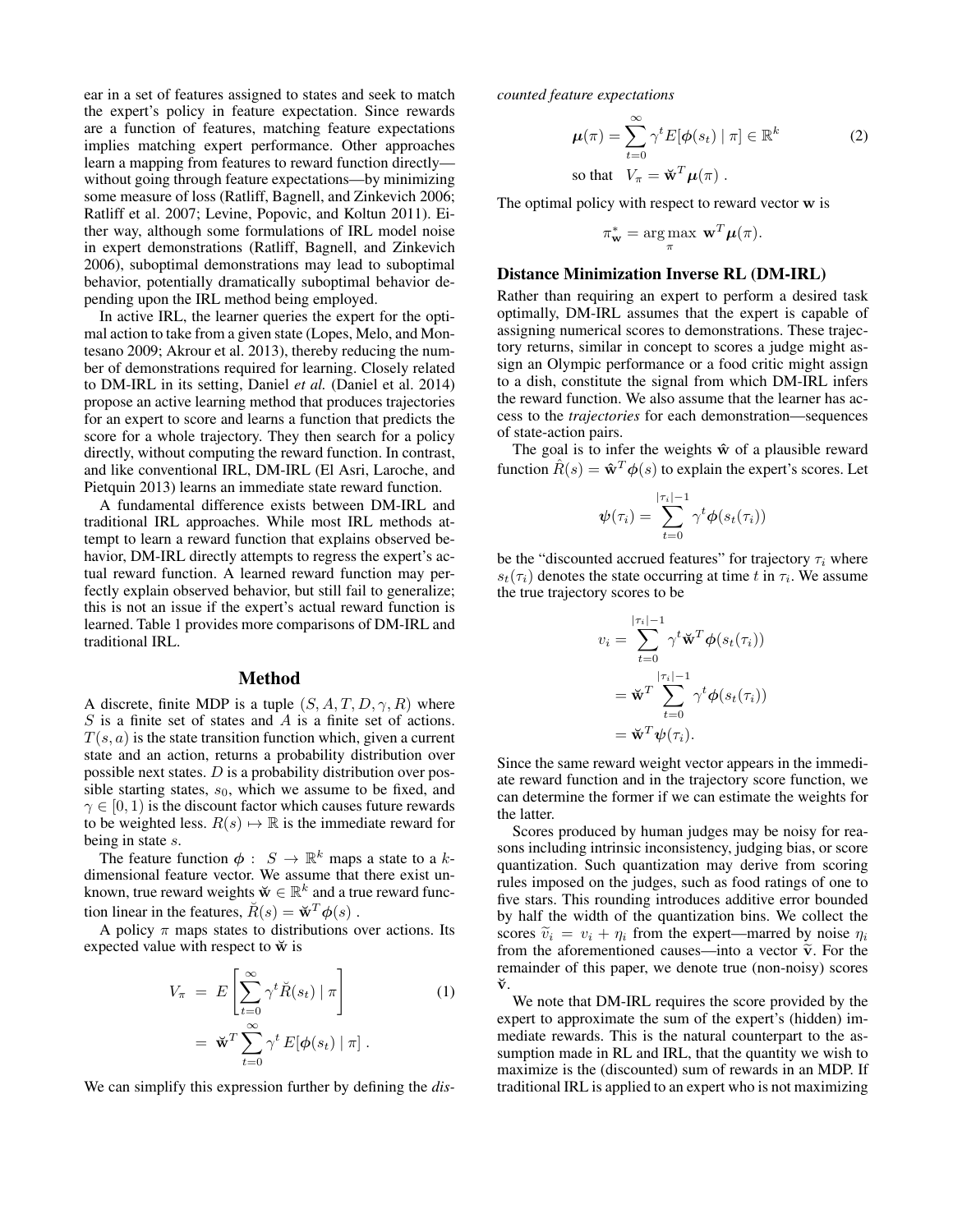ear in a set of features assigned to states and seek to match the expert's policy in feature expectation. Since rewards are a function of features, matching feature expectations implies matching expert performance. Other approaches learn a mapping from features to reward function directly—without going through feature expectations—by minimizing some measure of loss (Ratliff, Bagnell, and Zinkevich 2006; Ratliff et al. 2007; Levine, Popovic, and Koltun 2011). Either way, although some formulations of IRL model noise in expert demonstrations (Ratliff, Bagnell, and Zinkevich 2006), suboptimal demonstrations may lead to suboptimal behavior, potentially dramatically suboptimal behavior depending upon the IRL method being employed.

In active IRL, the learner queries the expert for the optimal action to take from a given state (Lopes, Melo, and Montesano 2009; Akrour et al. 2013), thereby reducing the number of demonstrations required for learning. Closely related to DM-IRL in its setting, Daniel *et al.* (Daniel et al. 2014) propose an active learning method that produces trajectories for an expert to score and learns a function that predicts the score for a whole trajectory. They then search for a policy directly, without computing the reward function. In contrast, and like conventional IRL, DM-IRL (El Asri, Laroche, and Pietquin 2013) learns an immediate state reward function.

A fundamental difference exists between DM-IRL and traditional IRL approaches. While most IRL methods attempt to learn a reward function that explains observed behavior, DM-IRL directly attempts to regress the expert's actual reward function. A learned reward function may perfectly explain observed behavior, but still fail to generalize; this is not an issue if the expert's actual reward function is learned. Table 1 provides more comparisons of DM-IRL and traditional IRL.

## Method

A discrete, finite MDP is a tuple $(S, A, T, D, \gamma, R)$ where $S$ is a finite set of states and $A$ is a finite set of actions. $T(s, a)$ is the state transition function which, given a current state and an action, returns a probability distribution over possible next states. $D$ is a probability distribution over possible starting states, $s_0$, which we assume to be fixed, and $\gamma \in [0, 1)$ is the discount factor which causes future rewards to be weighted less. $R(s) \mapsto \mathbb{R}$ is the immediate reward for being in state $s$.

The feature function $\boldsymbol{\phi} : S \to \mathbb{R}^k$ maps a state to a $k$-dimensional feature vector. We assume that there exist unknown, true reward weights $\breve{\mathbf{w}} \in \mathbb{R}^k$ and a true reward function linear in the features, $\breve{R}(s) = \breve{\mathbf{w}}^T \boldsymbol{\phi}(s)$ .

A policy $\pi$ maps states to distributions over actions. Its expected value with respect to $\breve{\mathbf{w}}$ is

$$
\begin{aligned}
V_\pi &= E\left[\sum_{t=0}^{\infty} \gamma^t \breve{R}(s_t) \mid \pi\right] \qquad (1) \\
&= \breve{\mathbf{w}}^T \sum_{t=0}^{\infty} \gamma^t E[\boldsymbol{\phi}(s_t) \mid \pi] .
\end{aligned}
$$

We can simplify this expression further by defining the *discounted feature expectations*

$$
\begin{aligned}
\boldsymbol{\mu}(\pi) &= \sum_{t=0}^{\infty} \gamma^t E[\boldsymbol{\phi}(s_t) \mid \pi] \in \mathbb{R}^k \qquad (2) \\
\text{so that} \quad V_\pi &= \breve{\mathbf{w}}^T \boldsymbol{\mu}(\pi) .
\end{aligned}
$$

The optimal policy with respect to reward vector $\mathbf{w}$ is

$$
\pi^*_{\mathbf{w}} = \arg\max_\pi \ \mathbf{w}^T \boldsymbol{\mu}(\pi).
$$

### Distance Minimization Inverse RL (DM-IRL)

Rather than requiring an expert to perform a desired task optimally, DM-IRL assumes that the expert is capable of assigning numerical scores to demonstrations. These trajectory returns, similar in concept to scores a judge might assign an Olympic performance or a food critic might assign to a dish, constitute the signal from which DM-IRL infers the reward function. We also assume that the learner has access to the *trajectories* for each demonstration—sequences of state-action pairs.

The goal is to infer the weights $\hat{\mathbf{w}}$ of a plausible reward function $\hat{R}(s) = \hat{\mathbf{w}}^T \boldsymbol{\phi}(s)$ to explain the expert's scores. Let

$$
\boldsymbol{\psi}(\tau_i) = \sum_{t=0}^{|\tau_i|-1} \gamma^t \boldsymbol{\phi}(s_t(\tau_i))
$$

be the "discounted accrued features" for trajectory $\tau_i$ where $s_t(\tau_i)$ denotes the state occurring at time $t$ in $\tau_i$. We assume the true trajectory scores to be

$$
\begin{aligned}
v_i &= \sum_{t=0}^{|\tau_i|-1} \gamma^t \breve{\mathbf{w}}^T \boldsymbol{\phi}(s_t(\tau_i)) \\
&= \breve{\mathbf{w}}^T \sum_{t=0}^{|\tau_i|-1} \gamma^t \boldsymbol{\phi}(s_t(\tau_i)) \\
&= \breve{\mathbf{w}}^T \boldsymbol{\psi}(\tau_i).
\end{aligned}
$$

Since the same reward weight vector appears in the immediate reward function and in the trajectory score function, we can determine the former if we can estimate the weights for the latter.

Scores produced by human judges may be noisy for reasons including intrinsic inconsistency, judging bias, or score quantization. Such quantization may derive from scoring rules imposed on the judges, such as food ratings of one to five stars. This rounding introduces additive error bounded by half the width of the quantization bins. We collect the scores $\widetilde{v}_i = v_i + \eta_i$ from the expert—marred by noise $\eta_i$ from the aforementioned causes—into a vector $\widetilde{\mathbf{v}}$. For the remainder of this paper, we denote true (non-noisy) scores $\breve{\mathbf{v}}$.

We note that DM-IRL requires the score provided by the expert to approximate the sum of the expert's (hidden) immediate rewards. This is the natural counterpart to the assumption made in RL and IRL, that the quantity we wish to maximize is the (discounted) sum of rewards in an MDP. If traditional IRL is applied to an expert who is not maximizing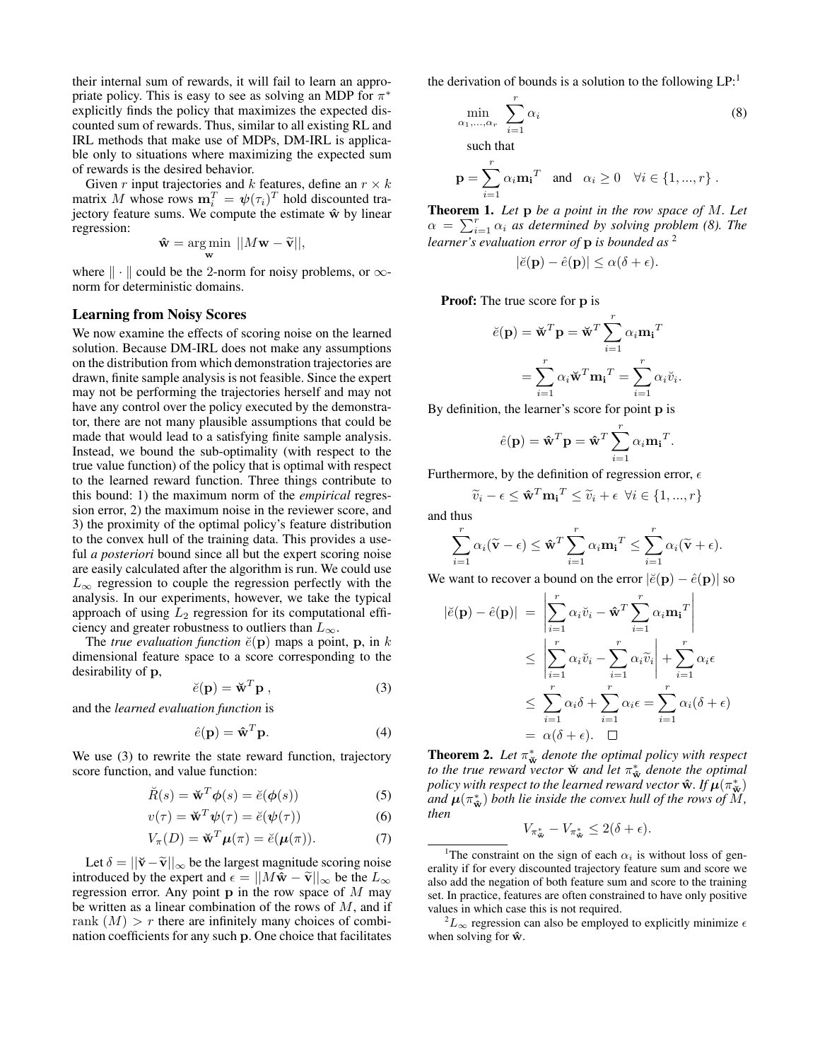their internal sum of rewards, it will fail to learn an appropriate policy. This is easy to see as solving an MDP for $\pi^*$ explicitly finds the policy that maximizes the expected discounted sum of rewards. Thus, similar to all existing RL and IRL methods that make use of MDPs, DM-IRL is applicable only to situations where maximizing the expected sum of rewards is the desired behavior.

Given $r$ input trajectories and $k$ features, define an $r \times k$ matrix $M$ whose rows $\mathbf{m}_i^T = \boldsymbol{\psi}(\tau_i)^T$ hold discounted trajectory feature sums. We compute the estimate $\hat{\mathbf{w}}$ by linear regression:

$$\hat{\mathbf{w}} = \arg\min_{\mathbf{w}} \; ||M\mathbf{w} - \widetilde{\mathbf{v}}||,$$

where $\|\cdot\|$ could be the 2-norm for noisy problems, or $\infty$-norm for deterministic domains.

## Learning from Noisy Scores

We now examine the effects of scoring noise on the learned solution. Because DM-IRL does not make any assumptions on the distribution from which demonstration trajectories are drawn, finite sample analysis is not feasible. Since the expert may not be performing the trajectories herself and may not have any control over the policy executed by the demonstrator, there are not many plausible assumptions that could be made that would lead to a satisfying finite sample analysis. Instead, we bound the sub-optimality (with respect to the true value function) of the policy that is optimal with respect to the learned reward function. Three things contribute to this bound: 1) the maximum norm of the *empirical* regression error, 2) the maximum noise in the reviewer score, and 3) the proximity of the optimal policy's feature distribution to the convex hull of the training data. This provides a useful *a posteriori* bound since all but the expert scoring noise are easily calculated after the algorithm is run. We could use $L_\infty$ regression to couple the regression perfectly with the analysis. In our experiments, however, we take the typical approach of using $L_2$ regression for its computational efficiency and greater robustness to outliers than $L_\infty$.

The *true evaluation function* $\breve{e}(\mathbf{p})$ maps a point, $\mathbf{p}$, in $k$ dimensional feature space to a score corresponding to the desirability of $\mathbf{p}$,

$$\breve{e}(\mathbf{p}) = \breve{\mathbf{w}}^T\mathbf{p} \;, \tag{3}$$

and the *learned evaluation function* is

$$\hat{e}(\mathbf{p}) = \hat{\mathbf{w}}^T\mathbf{p}. \tag{4}$$

We use (3) to rewrite the state reward function, trajectory score function, and value function:

$$\breve{R}(s) = \breve{\mathbf{w}}^T\boldsymbol{\phi}(s) = \breve{e}(\boldsymbol{\phi}(s)) \tag{5}$$

$$v(\tau) = \breve{\mathbf{w}}^T\boldsymbol{\psi}(\tau) = \breve{e}(\boldsymbol{\psi}(\tau)) \tag{6}$$

$$V_\pi(D) = \breve{\mathbf{w}}^T\boldsymbol{\mu}(\pi) = \breve{e}(\boldsymbol{\mu}(\pi)). \tag{7}$$

Let $\delta = ||\breve{\mathbf{v}} - \widetilde{\mathbf{v}}||_\infty$ be the largest magnitude scoring noise introduced by the expert and $\epsilon = ||M\hat{\mathbf{w}} - \widetilde{\mathbf{v}}||_\infty$ be the $L_\infty$ regression error. Any point $\mathbf{p}$ in the row space of $M$ may be written as a linear combination of the rows of $M$, and if $\text{rank}\,(M) > r$ there are infinitely many choices of combination coefficients for any such $\mathbf{p}$. One choice that facilitates the derivation of bounds is a solution to the following LP:[1]

$$\min_{\alpha_1,\ldots,\alpha_r} \; \sum_{i=1}^{r} \alpha_i \tag{8}$$

such that

$$\mathbf{p} = \sum_{i=1}^{r} \alpha_i \mathbf{m_i}^T \quad \text{and} \quad \alpha_i \geq 0 \quad \forall i \in \{1,...,r\}\;.$$

**Theorem 1.** *Let* $\mathbf{p}$ *be a point in the row space of* $M$. *Let* $\alpha = \sum_{i=1}^{r} \alpha_i$ *as determined by solving problem (8). The learner's evaluation error of* $\mathbf{p}$ *is bounded as* [2]

$$|\breve{e}(\mathbf{p}) - \hat{e}(\mathbf{p})| \leq \alpha(\delta + \epsilon).$$

**Proof:** The true score for $\mathbf{p}$ is

$$\breve{e}(\mathbf{p}) = \breve{\mathbf{w}}^T\mathbf{p} = \breve{\mathbf{w}}^T \sum_{i=1}^{r} \alpha_i \mathbf{m_i}^T = \sum_{i=1}^{r} \alpha_i \breve{\mathbf{w}}^T \mathbf{m_i}^T = \sum_{i=1}^{r} \alpha_i \breve{v}_i.$$

By definition, the learner's score for point $\mathbf{p}$ is

$$\hat{e}(\mathbf{p}) = \hat{\mathbf{w}}^T\mathbf{p} = \hat{\mathbf{w}}^T \sum_{i=1}^{r} \alpha_i \mathbf{m_i}^T.$$

Furthermore, by the definition of regression error, $\epsilon$

$$\widetilde{v}_i - \epsilon \leq \hat{\mathbf{w}}^T\mathbf{m_i}^T \leq \widetilde{v}_i + \epsilon \;\; \forall i \in \{1,...,r\}$$

and thus

$$\sum_{i=1}^{r} \alpha_i(\widetilde{\mathbf{v}} - \epsilon) \leq \hat{\mathbf{w}}^T \sum_{i=1}^{r} \alpha_i \mathbf{m_i}^T \leq \sum_{i=1}^{r} \alpha_i(\widetilde{\mathbf{v}} + \epsilon).$$

We want to recover a bound on the error $|\breve{e}(\mathbf{p}) - \hat{e}(\mathbf{p})|$ so

$$\begin{aligned}
|\breve{e}(\mathbf{p}) - \hat{e}(\mathbf{p})| &= \left| \sum_{i=1}^{r} \alpha_i \breve{v}_i - \hat{\mathbf{w}}^T \sum_{i=1}^{r} \alpha_i \mathbf{m_i}^T \right| \\
&\leq \left| \sum_{i=1}^{r} \alpha_i \breve{v}_i - \sum_{i=1}^{r} \alpha_i \widetilde{v}_i \right| + \sum_{i=1}^{r} \alpha_i \epsilon \\
&\leq \sum_{i=1}^{r} \alpha_i \delta + \sum_{i=1}^{r} \alpha_i \epsilon = \sum_{i=1}^{r} \alpha_i (\delta + \epsilon) \\
&= \alpha(\delta + \epsilon). \quad \square
\end{aligned}$$

**Theorem 2.** *Let* $\pi^*_{\breve{\mathbf{w}}}$ *denote the optimal policy with respect to the true reward vector* $\breve{\mathbf{w}}$ *and let* $\pi^*_{\hat{\mathbf{w}}}$ *denote the optimal policy with respect to the learned reward vector* $\hat{\mathbf{w}}$. *If* $\boldsymbol{\mu}(\pi^*_{\breve{\mathbf{w}}})$ *and* $\boldsymbol{\mu}(\pi^*_{\hat{\mathbf{w}}})$ *both lie inside the convex hull of the rows of* $M$, *then*

$$V_{\pi^*_{\breve{\mathbf{w}}}} - V_{\pi^*_{\hat{\mathbf{w}}}} \leq 2(\delta + \epsilon).$$

[1] The constraint on the sign of each $\alpha_i$ is without loss of generality if for every discounted trajectory feature sum and score we also add the negation of both feature sum and score to the training set. In practice, features are often constrained to have only positive values in which case this is not required.

[2] $L_\infty$ regression can also be employed to explicitly minimize $\epsilon$ when solving for $\hat{\mathbf{w}}$.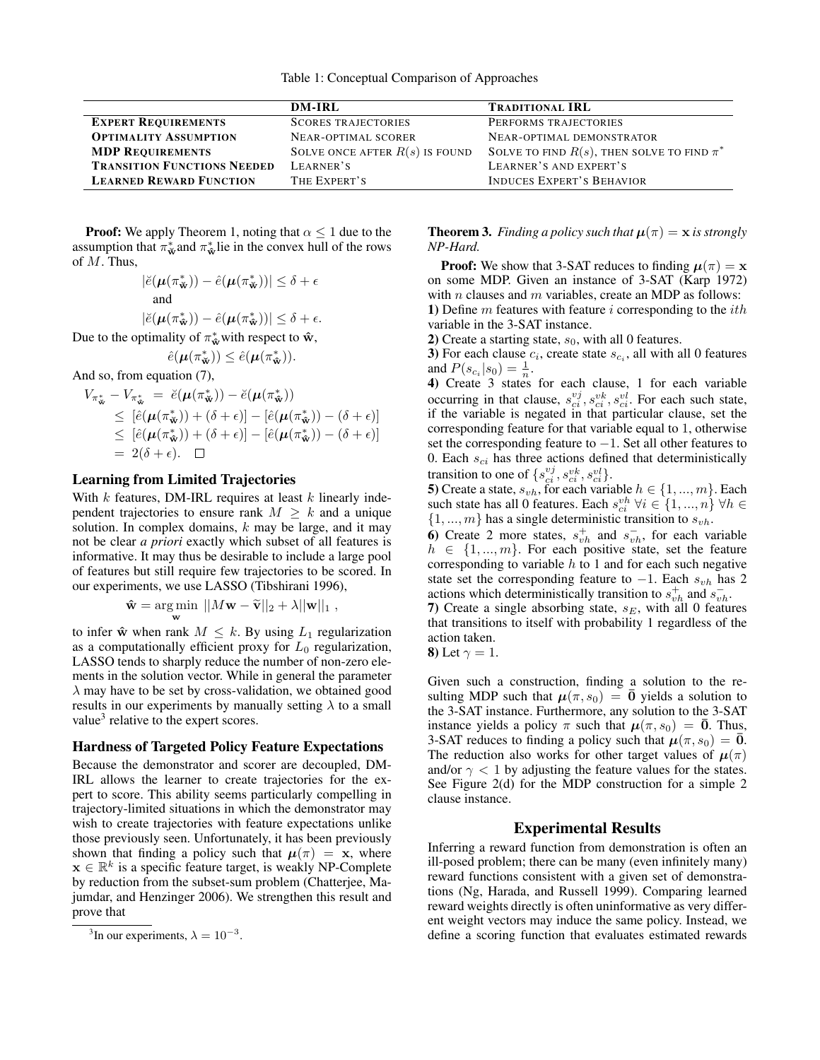Table 1: Conceptual Comparison of Approaches

| | DM-IRL | Traditional IRL |
|---|---|---|
| **Expert Requirements** | Scores trajectories | Performs trajectories |
| **Optimality Assumption** | Near-optimal scorer | Near-optimal demonstrator |
| **MDP Requirements** | Solve once after $R(s)$ is found | Solve to find $R(s)$, then solve to find $\pi^*$ |
| **Transition Functions Needed** | Learner's | Learner's and expert's |
| **Learned Reward Function** | The Expert's | Induces Expert's Behavior |

**Proof:** We apply Theorem 1, noting that $\alpha \leq 1$ due to the assumption that $\pi^*_{\breve{\mathbf{w}}}$ and $\pi^*_{\hat{\mathbf{w}}}$ lie in the convex hull of the rows of $M$. Thus,

$$|\breve{e}(\boldsymbol{\mu}(\pi^*_{\breve{\mathbf{w}}})) - \hat{e}(\boldsymbol{\mu}(\pi^*_{\breve{\mathbf{w}}}))| \leq \delta + \epsilon$$

and

$$|\breve{e}(\boldsymbol{\mu}(\pi^*_{\hat{\mathbf{w}}})) - \hat{e}(\boldsymbol{\mu}(\pi^*_{\hat{\mathbf{w}}}))| \leq \delta + \epsilon.$$

Due to the optimality of $\pi^*_{\hat{\mathbf{w}}}$ with respect to $\hat{\mathbf{w}}$,

$$\hat{e}(\boldsymbol{\mu}(\pi^*_{\breve{\mathbf{w}}})) \leq \hat{e}(\boldsymbol{\mu}(\pi^*_{\hat{\mathbf{w}}})).$$

And so, from equation (7),

$$\begin{aligned}
V_{\pi^*_{\breve{\mathbf{w}}}} - V_{\pi^*_{\hat{\mathbf{w}}}} &= \breve{e}(\boldsymbol{\mu}(\pi^*_{\breve{\mathbf{w}}})) - \breve{e}(\boldsymbol{\mu}(\pi^*_{\hat{\mathbf{w}}})) \\
&\leq [\hat{e}(\boldsymbol{\mu}(\pi^*_{\breve{\mathbf{w}}})) + (\delta+\epsilon)] - [\hat{e}(\boldsymbol{\mu}(\pi^*_{\hat{\mathbf{w}}})) - (\delta+\epsilon)] \\
&\leq [\hat{e}(\boldsymbol{\mu}(\pi^*_{\hat{\mathbf{w}}})) + (\delta+\epsilon)] - [\hat{e}(\boldsymbol{\mu}(\pi^*_{\hat{\mathbf{w}}})) - (\delta+\epsilon)] \\
&= 2(\delta+\epsilon). \quad \square
\end{aligned}$$

## Learning from Limited Trajectories

With $k$ features, DM-IRL requires at least $k$ linearly independent trajectories to ensure rank $M \geq k$ and a unique solution. In complex domains, $k$ may be large, and it may not be clear *a priori* exactly which subset of all features is informative. It may thus be desirable to include a large pool of features but still require few trajectories to be scored. In our experiments, we use LASSO (Tibshirani 1996),

$$\hat{\mathbf{w}} = \underset{\mathbf{w}}{\arg\min}\ ||M\mathbf{w} - \widetilde{\mathbf{v}}||_2 + \lambda||\mathbf{w}||_1\ ,$$

to infer $\hat{\mathbf{w}}$ when rank $M \leq k$. By using $L_1$ regularization as a computationally efficient proxy for $L_0$ regularization, LASSO tends to sharply reduce the number of non-zero elements in the solution vector. While in general the parameter $\lambda$ may have to be set by cross-validation, we obtained good results in our experiments by manually setting $\lambda$ to a small value[3] relative to the expert scores.

## Hardness of Targeted Policy Feature Expectations

Because the demonstrator and scorer are decoupled, DM-IRL allows the learner to create trajectories for the expert to score. This ability seems particularly compelling in trajectory-limited situations in which the demonstrator may wish to create trajectories with feature expectations unlike those previously seen. Unfortunately, it has been previously shown that finding a policy such that $\boldsymbol{\mu}(\pi) = \mathbf{x}$, where $\mathbf{x} \in \mathbb{R}^k$ is a specific feature target, is weakly NP-Complete by reduction from the subset-sum problem (Chatterjee, Majumdar, and Henzinger 2006). We strengthen this result and prove that

[3] In our experiments, $\lambda = 10^{-3}$.

**Theorem 3.** *Finding a policy such that $\boldsymbol{\mu}(\pi) = \mathbf{x}$ is strongly NP-Hard.*

**Proof:** We show that 3-SAT reduces to finding $\boldsymbol{\mu}(\pi) = \mathbf{x}$ on some MDP. Given an instance of 3-SAT (Karp 1972) with $n$ clauses and $m$ variables, create an MDP as follows:

**1)** Define $m$ features with feature $i$ corresponding to the $ith$ variable in the 3-SAT instance.

**2)** Create a starting state, $s_0$, with all 0 features.

**3)** For each clause $c_i$, create state $s_{c_i}$, all with all 0 features and $P(s_{c_i}|s_0) = \frac{1}{n}$.

**4)** Create 3 states for each clause, 1 for each variable occurring in that clause, $s^{vj}_{ci}, s^{vk}_{ci}, s^{vl}_{ci}$. For each such state, if the variable is negated in that particular clause, set the corresponding feature for that variable equal to 1, otherwise set the corresponding feature to $-1$. Set all other features to 0. Each $s_{ci}$ has three actions defined that deterministically transition to one of $\{s^{vj}_{ci}, s^{vk}_{ci}, s^{vl}_{ci}\}$.

**5)** Create a state, $s_{vh}$, for each variable $h \in \{1, ..., m\}$. Each such state has all 0 features. Each $s^{vh}_{ci}\ \forall i \in \{1, ..., n\}\ \forall h \in \{1, ..., m\}$ has a single deterministic transition to $s_{vh}$.

**6)** Create 2 more states, $s^+_{vh}$ and $s^-_{vh}$, for each variable $h \in \{1, ..., m\}$. For each positive state, set the feature corresponding to variable $h$ to 1 and for each such negative state set the corresponding feature to $-1$. Each $s_{vh}$ has 2 actions which deterministically transition to $s^+_{vh}$ and $s^-_{vh}$.

**7)** Create a single absorbing state, $s_E$, with all 0 features that transitions to itself with probability 1 regardless of the action taken.

**8)** Let $\gamma = 1$.

Given such a construction, finding a solution to the resulting MDP such that $\boldsymbol{\mu}(\pi, s_0) = \bar{\mathbf{0}}$ yields a solution to the 3-SAT instance. Furthermore, any solution to the 3-SAT instance yields a policy $\pi$ such that $\boldsymbol{\mu}(\pi, s_0) = \bar{\mathbf{0}}$. Thus, 3-SAT reduces to finding a policy such that $\boldsymbol{\mu}(\pi, s_0) = \bar{\mathbf{0}}$. The reduction also works for other target values of $\boldsymbol{\mu}(\pi)$ and/or $\gamma < 1$ by adjusting the feature values for the states. See Figure 2(d) for the MDP construction for a simple 2 clause instance.

# Experimental Results

Inferring a reward function from demonstration is often an ill-posed problem; there can be many (even infinitely many) reward functions consistent with a given set of demonstrations (Ng, Harada, and Russell 1999). Comparing learned reward weights directly is often uninformative as very different weight vectors may induce the same policy. Instead, we define a scoring function that evaluates estimated rewards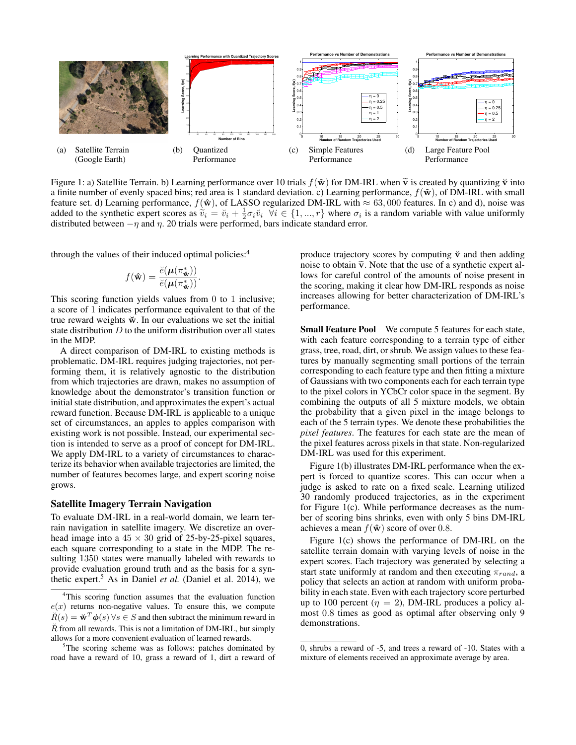(a) Satellite Terrain (Google Earth) (b) Quantized Performance (c) Simple Features Performance (d) Large Feature Pool Performance

Figure 1: a) Satellite Terrain. b) Learning performance over 10 trials $f(\hat{\mathbf{w}})$ for DM-IRL when $\widetilde{\mathbf{v}}$ is created by quantizing $\breve{\mathbf{v}}$ into a finite number of evenly spaced bins; red area is 1 standard deviation. c) Learning performance, $f(\hat{\mathbf{w}})$, of DM-IRL with small feature set. d) Learning performance, $f(\hat{\mathbf{w}})$, of LASSO regularized DM-IRL with $\approx 63,000$ features. In c) and d), noise was added to the synthetic expert scores as $\widetilde{v}_i = \breve{v}_i + \frac{1}{2}\sigma_i\breve{v}_i \ \ \forall i \in \{1,...,r\}$ where $\sigma_i$ is a random variable with value uniformly distributed between $-\eta$ and $\eta$. 20 trials were performed, bars indicate standard error.

through the values of their induced optimal policies:[4]

$$f(\hat{\mathbf{w}}) = \frac{\breve{e}(\boldsymbol{\mu}(\pi^*_{\hat{\mathbf{w}}}))}{\breve{e}(\boldsymbol{\mu}(\pi^*_{\breve{\mathbf{w}}}))}.$$

This scoring function yields values from 0 to 1 inclusive; a score of 1 indicates performance equivalent to that of the true reward weights $\breve{\mathbf{w}}$. In our evaluations we set the initial state distribution $D$ to the uniform distribution over all states in the MDP.

A direct comparison of DM-IRL to existing methods is problematic. DM-IRL requires judging trajectories, not performing them, it is relatively agnostic to the distribution from which trajectories are drawn, makes no assumption of knowledge about the demonstrator's transition function or initial state distribution, and approximates the expert's actual reward function. Because DM-IRL is applicable to a unique set of circumstances, an apples to apples comparison with existing work is not possible. Instead, our experimental section is intended to serve as a proof of concept for DM-IRL. We apply DM-IRL to a variety of circumstances to characterize its behavior when available trajectories are limited, the number of features becomes large, and expert scoring noise grows.

## Satellite Imagery Terrain Navigation

To evaluate DM-IRL in a real-world domain, we learn terrain navigation in satellite imagery. We discretize an overhead image into a $45 \times 30$ grid of 25-by-25-pixel squares, each square corresponding to a state in the MDP. The resulting 1350 states were manually labeled with rewards to provide evaluation ground truth and as the basis for a synthetic expert.[5] As in Daniel *et al.* (Daniel et al. 2014), we produce trajectory scores by computing $\breve{\mathbf{v}}$ and then adding noise to obtain $\widetilde{\mathbf{v}}$. Note that the use of a synthetic expert allows for careful control of the amounts of noise present in the scoring, making it clear how DM-IRL responds as noise increases allowing for better characterization of DM-IRL's performance.

**Small Feature Pool** We compute 5 features for each state, with each feature corresponding to a terrain type of either grass, tree, road, dirt, or shrub. We assign values to these features by manually segmenting small portions of the terrain corresponding to each feature type and then fitting a mixture of Gaussians with two components each for each terrain type to the pixel colors in YCbCr color space in the segment. By combining the outputs of all 5 mixture models, we obtain the probability that a given pixel in the image belongs to each of the 5 terrain types. We denote these probabilities the *pixel features*. The features for each state are the mean of the pixel features across pixels in that state. Non-regularized DM-IRL was used for this experiment.

Figure 1(b) illustrates DM-IRL performance when the expert is forced to quantize scores. This can occur when a judge is asked to rate on a fixed scale. Learning utilized 30 randomly produced trajectories, as in the experiment for Figure 1(c). While performance decreases as the number of scoring bins shrinks, even with only 5 bins DM-IRL achieves a mean $f(\hat{\mathbf{w}})$ score of over 0.8.

Figure 1(c) shows the performance of DM-IRL on the satellite terrain domain with varying levels of noise in the expert scores. Each trajectory was generated by selecting a start state uniformly at random and then executing $\pi_{rand}$, a policy that selects an action at random with uniform probability in each state. Even with each trajectory score perturbed up to 100 percent ($\eta = 2$), DM-IRL produces a policy almost 0.8 times as good as optimal after observing only 9 demonstrations.

---

[4] This scoring function assumes that the evaluation function $e(x)$ returns non-negative values. To ensure this, we compute $\breve{R}(s) = \breve{\mathbf{w}}^T\boldsymbol{\phi}(s) \, \forall s \in S$ and then subtract the minimum reward in $\breve{R}$ from all rewards. This is not a limitation of DM-IRL, but simply allows for a more convenient evaluation of learned rewards.

[5] The scoring scheme was as follows: patches dominated by road have a reward of 10, grass a reward of 1, dirt a reward of 0, shrubs a reward of -5, and trees a reward of -10. States with a mixture of elements received an approximate average by area.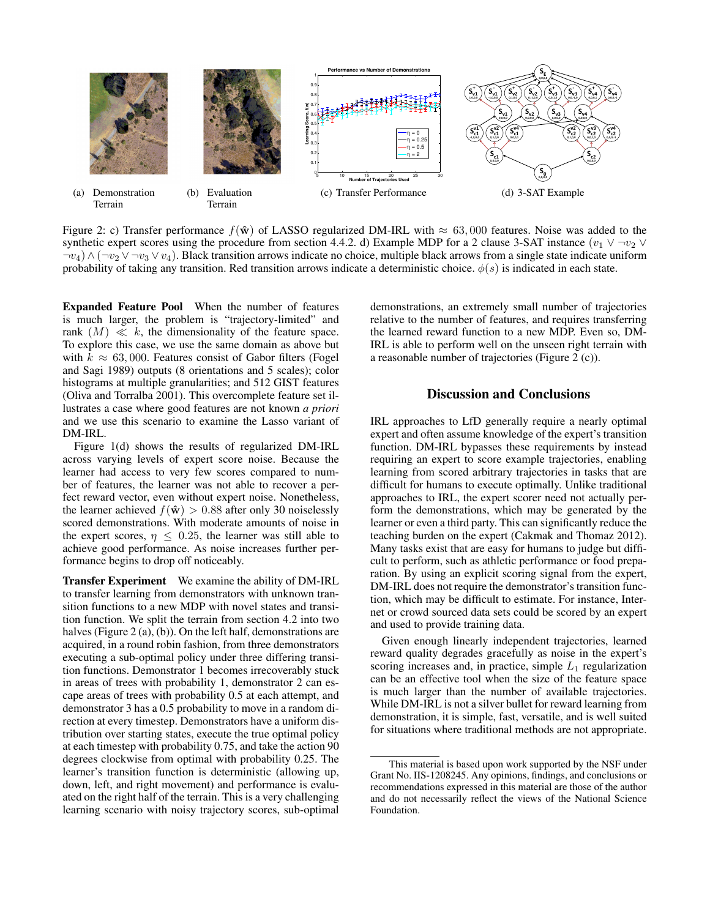(a) Demonstration Terrain

(b) Evaluation Terrain

(c) Transfer Performance

(d) 3-SAT Example

Figure 2: c) Transfer performance $f(\hat{\mathbf{w}})$ of LASSO regularized DM-IRL with $\approx 63,000$ features. Noise was added to the synthetic expert scores using the procedure from section 4.4.2. d) Example MDP for a 2 clause 3-SAT instance $(v_1 \vee \neg v_2 \vee \neg v_4) \wedge (\neg v_2 \vee \neg v_3 \vee v_4)$. Black transition arrows indicate no choice, multiple black arrows from a single state indicate uniform probability of taking any transition. Red transition arrows indicate a deterministic choice. $\phi(s)$ is indicated in each state.

**Expanded Feature Pool** When the number of features is much larger, the problem is "trajectory-limited" and rank $(M) \ll k$, the dimensionality of the feature space. To explore this case, we use the same domain as above but with $k \approx 63,000$. Features consist of Gabor filters (Fogel and Sagi 1989) outputs (8 orientations and 5 scales); color histograms at multiple granularities; and 512 GIST features (Oliva and Torralba 2001). This overcomplete feature set illustrates a case where good features are not known *a priori* and we use this scenario to examine the Lasso variant of DM-IRL.

Figure 1(d) shows the results of regularized DM-IRL across varying levels of expert score noise. Because the learner had access to very few scores compared to number of features, the learner was not able to recover a perfect reward vector, even without expert noise. Nonetheless, the learner achieved $f(\hat{\mathbf{w}}) > 0.88$ after only 30 noiselessly scored demonstrations. With moderate amounts of noise in the expert scores, $\eta \leq 0.25$, the learner was still able to achieve good performance. As noise increases further performance begins to drop off noticeably.

**Transfer Experiment** We examine the ability of DM-IRL to transfer learning from demonstrators with unknown transition functions to a new MDP with novel states and transition function. We split the terrain from section 4.2 into two halves (Figure 2 (a), (b)). On the left half, demonstrations are acquired, in a round robin fashion, from three demonstrators executing a sub-optimal policy under three differing transition functions. Demonstrator 1 becomes irrecoverably stuck in areas of trees with probability 1, demonstrator 2 can escape areas of trees with probability 0.5 at each attempt, and demonstrator 3 has a 0.5 probability to move in a random direction at every timestep. Demonstrators have a uniform distribution over starting states, execute the true optimal policy at each timestep with probability 0.75, and take the action 90 degrees clockwise from optimal with probability 0.25. The learner's transition function is deterministic (allowing up, down, left, and right movement) and performance is evaluated on the right half of the terrain. This is a very challenging learning scenario with noisy trajectory scores, sub-optimal demonstrations, an extremely small number of trajectories relative to the number of features, and requires transferring the learned reward function to a new MDP. Even so, DM-IRL is able to perform well on the unseen right terrain with a reasonable number of trajectories (Figure 2 (c)).

## Discussion and Conclusions

IRL approaches to LfD generally require a nearly optimal expert and often assume knowledge of the expert's transition function. DM-IRL bypasses these requirements by instead requiring an expert to score example trajectories, enabling learning from scored arbitrary trajectories in tasks that are difficult for humans to execute optimally. Unlike traditional approaches to IRL, the expert scorer need not actually perform the demonstrations, which may be generated by the learner or even a third party. This can significantly reduce the teaching burden on the expert (Cakmak and Thomaz 2012). Many tasks exist that are easy for humans to judge but difficult to perform, such as athletic performance or food preparation. By using an explicit scoring signal from the expert, DM-IRL does not require the demonstrator's transition function, which may be difficult to estimate. For instance, Internet or crowd sourced data sets could be scored by an expert and used to provide training data.

Given enough linearly independent trajectories, learned reward quality degrades gracefully as noise in the expert's scoring increases and, in practice, simple $L_1$ regularization can be an effective tool when the size of the feature space is much larger than the number of available trajectories. While DM-IRL is not a silver bullet for reward learning from demonstration, it is simple, fast, versatile, and is well suited for situations where traditional methods are not appropriate.

This material is based upon work supported by the NSF under Grant No. IIS-1208245. Any opinions, findings, and conclusions or recommendations expressed in this material are those of the author and do not necessarily reflect the views of the National Science Foundation.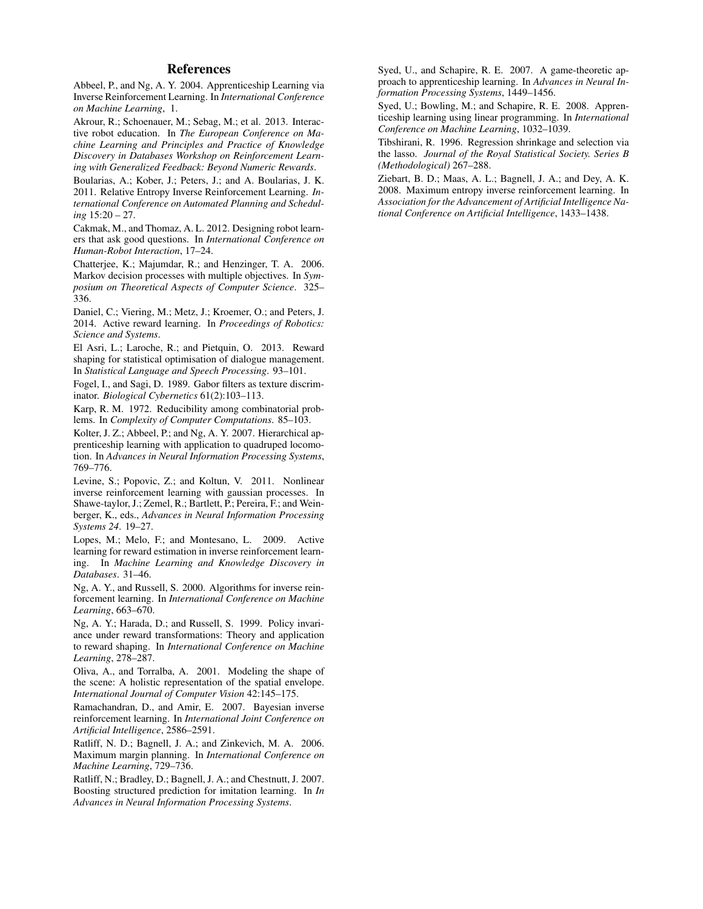## References

Abbeel, P., and Ng, A. Y. 2004. Apprenticeship Learning via Inverse Reinforcement Learning. In *International Conference on Machine Learning*, 1.

Akrour, R.; Schoenauer, M.; Sebag, M.; et al. 2013. Interactive robot education. In *The European Conference on Machine Learning and Principles and Practice of Knowledge Discovery in Databases Workshop on Reinforcement Learning with Generalized Feedback: Beyond Numeric Rewards*.

Boularias, A.; Kober, J.; Peters, J.; and A. Boularias, J. K. 2011. Relative Entropy Inverse Reinforcement Learning. *International Conference on Automated Planning and Scheduling* 15:20 – 27.

Cakmak, M., and Thomaz, A. L. 2012. Designing robot learners that ask good questions. In *International Conference on Human-Robot Interaction*, 17–24.

Chatterjee, K.; Majumdar, R.; and Henzinger, T. A. 2006. Markov decision processes with multiple objectives. In *Symposium on Theoretical Aspects of Computer Science*. 325–336.

Daniel, C.; Viering, M.; Metz, J.; Kroemer, O.; and Peters, J. 2014. Active reward learning. In *Proceedings of Robotics: Science and Systems*.

El Asri, L.; Laroche, R.; and Pietquin, O. 2013. Reward shaping for statistical optimisation of dialogue management. In *Statistical Language and Speech Processing*. 93–101.

Fogel, I., and Sagi, D. 1989. Gabor filters as texture discriminator. *Biological Cybernetics* 61(2):103–113.

Karp, R. M. 1972. Reducibility among combinatorial problems. In *Complexity of Computer Computations*. 85–103.

Kolter, J. Z.; Abbeel, P.; and Ng, A. Y. 2007. Hierarchical apprenticeship learning with application to quadruped locomotion. In *Advances in Neural Information Processing Systems*, 769–776.

Levine, S.; Popovic, Z.; and Koltun, V. 2011. Nonlinear inverse reinforcement learning with gaussian processes. In Shawe-taylor, J.; Zemel, R.; Bartlett, P.; Pereira, F.; and Weinberger, K., eds., *Advances in Neural Information Processing Systems 24*. 19–27.

Lopes, M.; Melo, F.; and Montesano, L. 2009. Active learning for reward estimation in inverse reinforcement learning. In *Machine Learning and Knowledge Discovery in Databases*. 31–46.

Ng, A. Y., and Russell, S. 2000. Algorithms for inverse reinforcement learning. In *International Conference on Machine Learning*, 663–670.

Ng, A. Y.; Harada, D.; and Russell, S. 1999. Policy invariance under reward transformations: Theory and application to reward shaping. In *International Conference on Machine Learning*, 278–287.

Oliva, A., and Torralba, A. 2001. Modeling the shape of the scene: A holistic representation of the spatial envelope. *International Journal of Computer Vision* 42:145–175.

Ramachandran, D., and Amir, E. 2007. Bayesian inverse reinforcement learning. In *International Joint Conference on Artificial Intelligence*, 2586–2591.

Ratliff, N. D.; Bagnell, J. A.; and Zinkevich, M. A. 2006. Maximum margin planning. In *International Conference on Machine Learning*, 729–736.

Ratliff, N.; Bradley, D.; Bagnell, J. A.; and Chestnutt, J. 2007. Boosting structured prediction for imitation learning. In *In Advances in Neural Information Processing Systems*.

Syed, U., and Schapire, R. E. 2007. A game-theoretic approach to apprenticeship learning. In *Advances in Neural Information Processing Systems*, 1449–1456.

Syed, U.; Bowling, M.; and Schapire, R. E. 2008. Apprenticeship learning using linear programming. In *International Conference on Machine Learning*, 1032–1039.

Tibshirani, R. 1996. Regression shrinkage and selection via the lasso. *Journal of the Royal Statistical Society. Series B (Methodological)* 267–288.

Ziebart, B. D.; Maas, A. L.; Bagnell, J. A.; and Dey, A. K. 2008. Maximum entropy inverse reinforcement learning. In *Association for the Advancement of Artificial Intelligence National Conference on Artificial Intelligence*, 1433–1438.